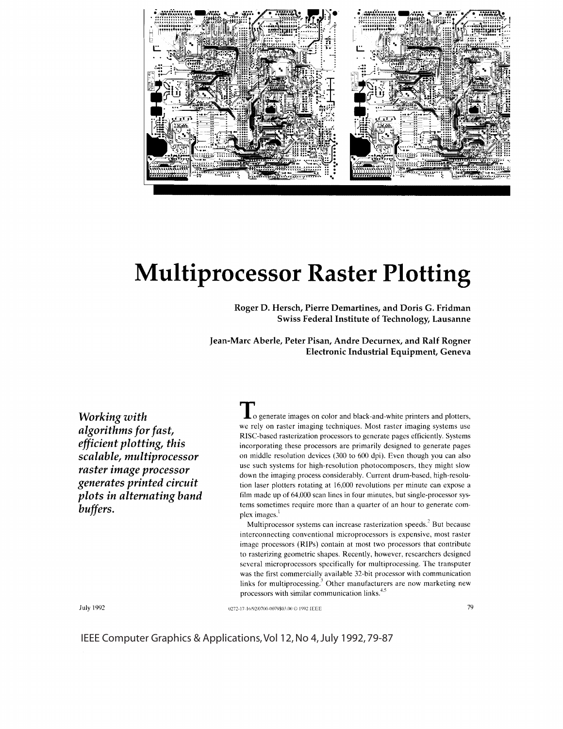# Multiprocessor Raster Plotting

**Roger D. Hersch, Pierre Demartines, and Doris G. Fridman**
**Swiss Federal Institute of Technology, Lausanne**

**Jean-Marc Aberle, Peter Pisan, Andre Decurnex, and Ralf Rogner**
**Electronic Industrial Equipment, Geneva**

***Working with algorithms for fast, efficient plotting, this scalable, multiprocessor raster image processor generates printed circuit plots in alternating band buffers.***

To generate images on color and black-and-white printers and plotters, we rely on raster imaging techniques. Most raster imaging systems use RISC-based rasterization processors to generate pages efficiently. Systems incorporating these processors are primarily designed to generate pages on middle resolution devices (300 to 600 dpi). Even though you can also use such systems for high-resolution photocomposers, they might slow down the imaging process considerably. Current drum-based, high-resolution laser plotters rotating at 16,000 revolutions per minute can expose a film made up of 64,000 scan lines in four minutes, but single-processor systems sometimes require more than a quarter of an hour to generate complex images.[1]

Multiprocessor systems can increase rasterization speeds.[2] But because interconnecting conventional microprocessors is expensive, most raster image processors (RIPs) contain at most two processors that contribute to rasterizing geometric shapes. Recently, however, researchers designed several microprocessors specifically for multiprocessing. The transputer was the first commercially available 32-bit processor with communication links for multiprocessing.[3] Other manufacturers are now marketing new processors with similar communication links.[4,5]

0272-17-16/92/0700-0079$03.00 © 1992 IEEE

IEEE Computer Graphics & Applications, Vol 12, No 4, July 1992, 79-87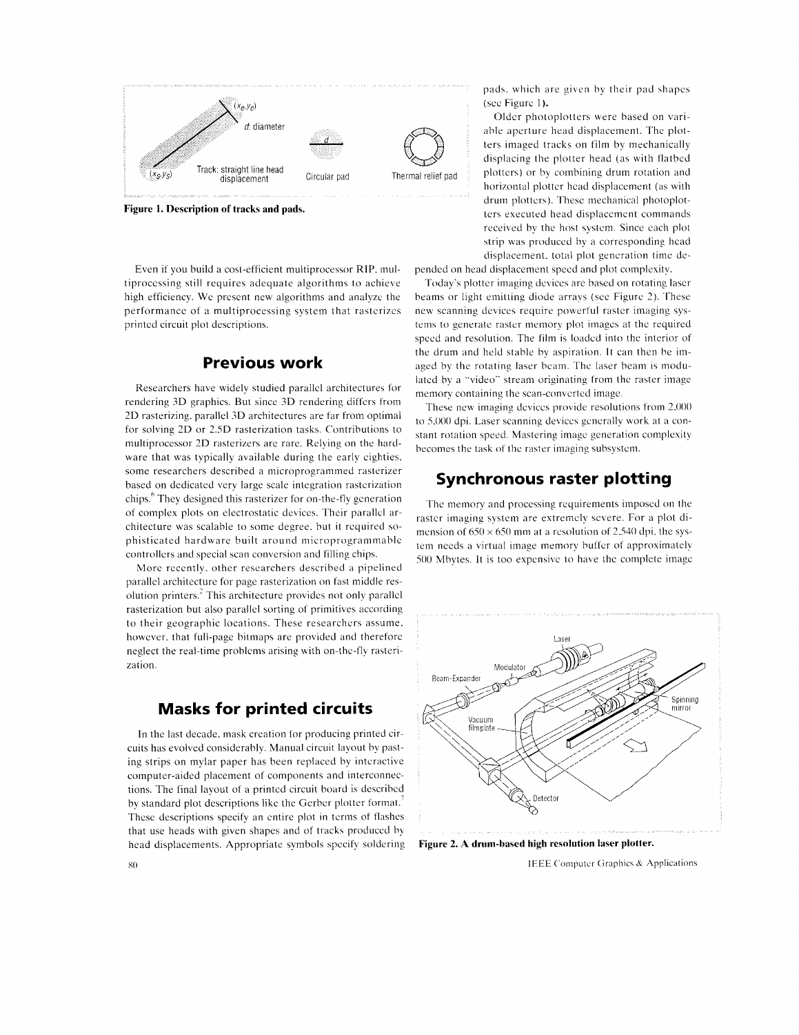Figure 1. Description of tracks and pads.

Even if you build a cost-efficient multiprocessor RIP, multiprocessing still requires adequate algorithms to achieve high efficiency. We present new algorithms and analyze the performance of a multiprocessing system that rasterizes printed circuit plot descriptions.

## Previous work

Researchers have widely studied parallel architectures for rendering 3D graphics. But since 3D rendering differs from 2D rasterizing, parallel 3D architectures are far from optimal for solving 2D or 2.5D rasterization tasks. Contributions to multiprocessor 2D rasterizers are rare. Relying on the hardware that was typically available during the early eighties, some researchers described a microprogrammed rasterizer based on dedicated very large scale integration rasterization chips.[6] They designed this rasterizer for on-the-fly generation of complex plots on electrostatic devices. Their parallel architecture was scalable to some degree, but it required sophisticated hardware built around microprogrammable controllers and special scan conversion and filling chips.

More recently, other researchers described a pipelined parallel architecture for page rasterization on fast middle resolution printers.[2] This architecture provides not only parallel rasterization but also parallel sorting of primitives according to their geographic locations. These researchers assume, however, that full-page bitmaps are provided and therefore neglect the real-time problems arising with on-the-fly rasterization.

## Masks for printed circuits

In the last decade, mask creation for producing printed circuits has evolved considerably. Manual circuit layout by pasting strips on mylar paper has been replaced by interactive computer-aided placement of components and interconnections. The final layout of a printed circuit board is described by standard plot descriptions like the Gerber plotter format.[7] These descriptions specify an entire plot in terms of flashes that use heads with given shapes and of tracks produced by head displacements. Appropriate symbols specify soldering pads, which are given by their pad shapes (see Figure 1).

Older photoplotters were based on variable aperture head displacement. The plotters imaged tracks on film by mechanically displacing the plotter head (as with flatbed plotters) or by combining drum rotation and horizontal plotter head displacement (as with drum plotters). These mechanical photoplotters executed head displacement commands received by the host system. Since each plot strip was produced by a corresponding head displacement, total plot generation time depended on head displacement speed and plot complexity.

Today's plotter imaging devices are based on rotating laser beams or light emitting diode arrays (see Figure 2). These new scanning devices require powerful raster imaging systems to generate raster memory plot images at the required speed and resolution. The film is loaded into the interior of the drum and held stable by aspiration. It can then be imaged by the rotating laser beam. The laser beam is modulated by a "video" stream originating from the raster image memory containing the scan-converted image.

These new imaging devices provide resolutions from 2,000 to 5,000 dpi. Laser scanning devices generally work at a constant rotation speed. Mastering image generation complexity becomes the task of the raster imaging subsystem.

## Synchronous raster plotting

The memory and processing requirements imposed on the raster imaging system are extremely severe. For a plot dimension of 650 × 650 mm at a resolution of 2,540 dpi, the system needs a virtual image memory buffer of approximately 500 Mbytes. It is too expensive to have the complete image

Figure 2. A drum-based high resolution laser plotter.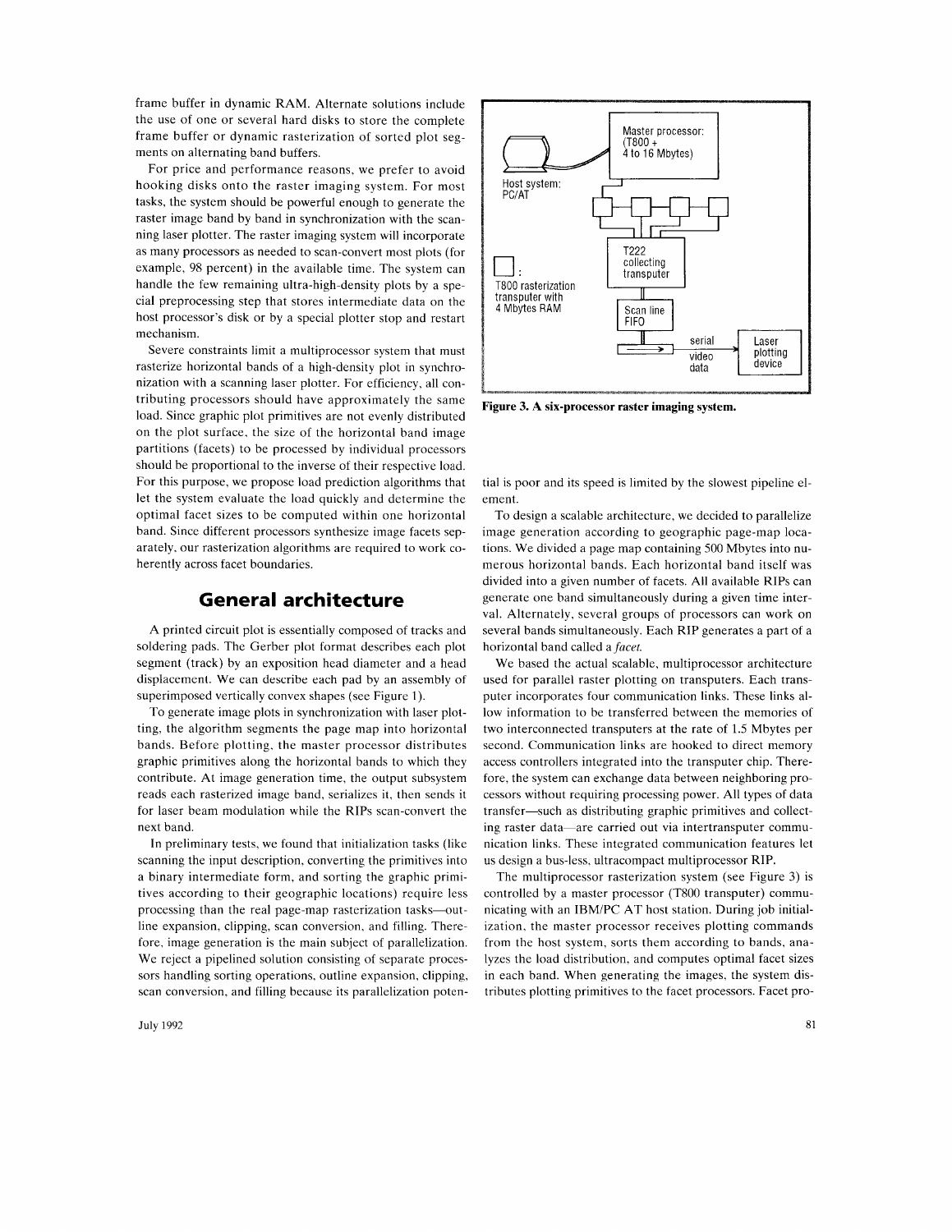frame buffer in dynamic RAM. Alternate solutions include the use of one or several hard disks to store the complete frame buffer or dynamic rasterization of sorted plot segments on alternating band buffers.

For price and performance reasons, we prefer to avoid hooking disks onto the raster imaging system. For most tasks, the system should be powerful enough to generate the raster image band by band in synchronization with the scanning laser plotter. The raster imaging system will incorporate as many processors as needed to scan-convert most plots (for example, 98 percent) in the available time. The system can handle the few remaining ultra-high-density plots by a special preprocessing step that stores intermediate data on the host processor's disk or by a special plotter stop and restart mechanism.

Severe constraints limit a multiprocessor system that must rasterize horizontal bands of a high-density plot in synchronization with a scanning laser plotter. For efficiency, all contributing processors should have approximately the same load. Since graphic plot primitives are not evenly distributed on the plot surface, the size of the horizontal band image partitions (facets) to be processed by individual processors should be proportional to the inverse of their respective load. For this purpose, we propose load prediction algorithms that let the system evaluate the load quickly and determine the optimal facet sizes to be computed within one horizontal band. Since different processors synthesize image facets separately, our rasterization algorithms are required to work coherently across facet boundaries.

## General architecture

A printed circuit plot is essentially composed of tracks and soldering pads. The Gerber plot format describes each plot segment (track) by an exposition head diameter and a head displacement. We can describe each pad by an assembly of superimposed vertically convex shapes (see Figure 1).

To generate image plots in synchronization with laser plotting, the algorithm segments the page map into horizontal bands. Before plotting, the master processor distributes graphic primitives along the horizontal bands to which they contribute. At image generation time, the output subsystem reads each rasterized image band, serializes it, then sends it for laser beam modulation while the RIPs scan-convert the next band.

In preliminary tests, we found that initialization tasks (like scanning the input description, converting the primitives into a binary intermediate form, and sorting the graphic primitives according to their geographic locations) require less processing than the real page-map rasterization tasks—outline expansion, clipping, scan conversion, and filling. Therefore, image generation is the main subject of parallelization. We reject a pipelined solution consisting of separate processors handling sorting operations, outline expansion, clipping, scan conversion, and filling because its parallelization potential is poor and its speed is limited by the slowest pipeline element.

To design a scalable architecture, we decided to parallelize image generation according to geographic page-map locations. We divided a page map containing 500 Mbytes into numerous horizontal bands. Each horizontal band itself was divided into a given number of facets. All available RIPs can generate one band simultaneously during a given time interval. Alternately, several groups of processors can work on several bands simultaneously. Each RIP generates a part of a horizontal band called a *facet*.

We based the actual scalable, multiprocessor architecture used for parallel raster plotting on transputers. Each transputer incorporates four communication links. These links allow information to be transferred between the memories of two interconnected transputers at the rate of 1.5 Mbytes per second. Communication links are hooked to direct memory access controllers integrated into the transputer chip. Therefore, the system can exchange data between neighboring processors without requiring processing power. All types of data transfer—such as distributing graphic primitives and collecting raster data—are carried out via intertransputer communication links. These integrated communication features let us design a bus-less, ultracompact multiprocessor RIP.

The multiprocessor rasterization system (see Figure 3) is controlled by a master processor (T800 transputer) communicating with an IBM/PC AT host station. During job initialization, the master processor receives plotting commands from the host system, sorts them according to bands, analyzes the load distribution, and computes optimal facet sizes in each band. When generating the images, the system distributes plotting primitives to the facet processors. Facet pro-

Master processor: (T800 + 4 to 16 Mbytes)

Host system: PC/AT

T222 collecting transputer

T800 rasterization transputer with 4 Mbytes RAM

Scan line FIFO

serial video data

Laser plotting device

**Figure 3. A six-processor raster imaging system.**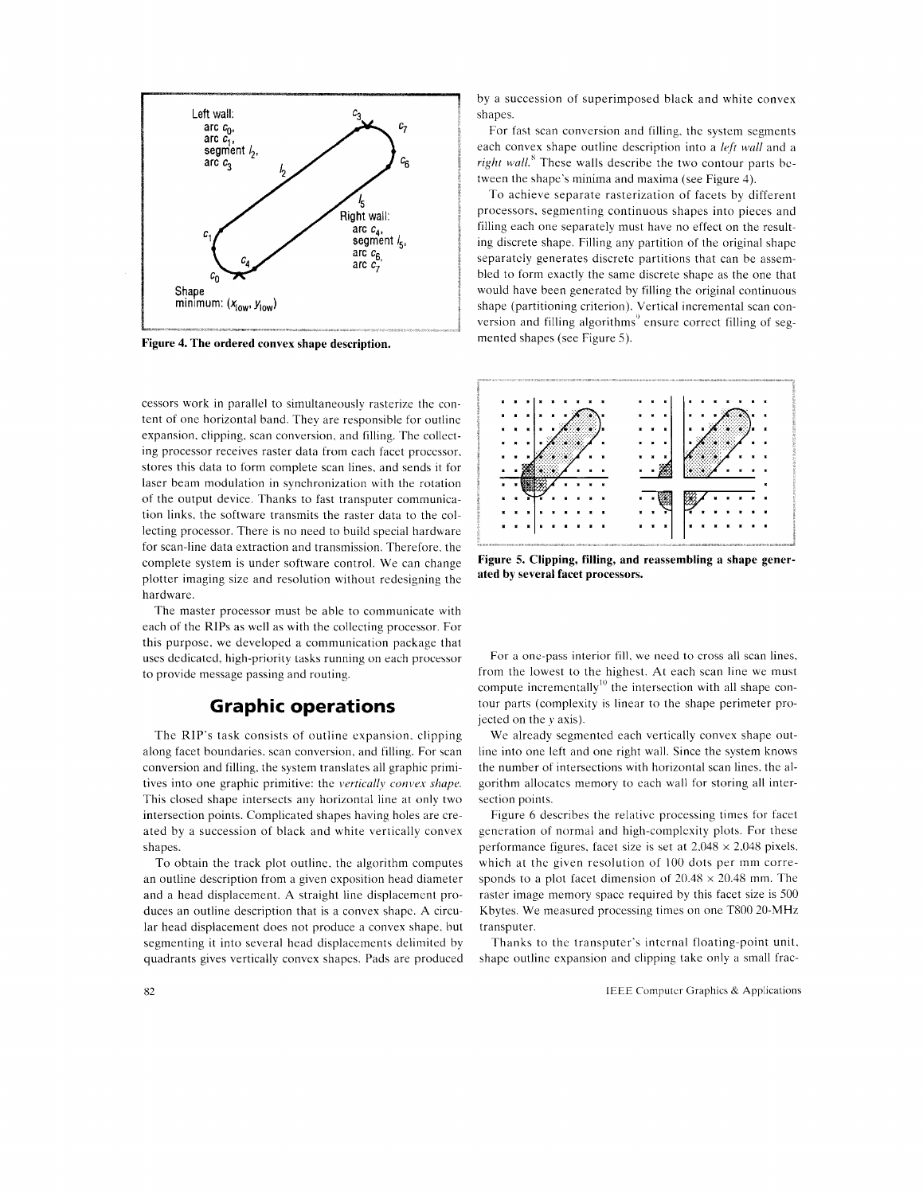Figure 4. The ordered convex shape description.

cessors work in parallel to simultaneously rasterize the content of one horizontal band. They are responsible for outline expansion, clipping, scan conversion, and filling. The collecting processor receives raster data from each facet processor, stores this data to form complete scan lines, and sends it for laser beam modulation in synchronization with the rotation of the output device. Thanks to fast transputer communication links, the software transmits the raster data to the collecting processor. There is no need to build special hardware for scan-line data extraction and transmission. Therefore, the complete system is under software control. We can change plotter imaging size and resolution without redesigning the hardware.

The master processor must be able to communicate with each of the RIPs as well as with the collecting processor. For this purpose, we developed a communication package that uses dedicated, high-priority tasks running on each processor to provide message passing and routing.

## Graphic operations

The RIP's task consists of outline expansion, clipping along facet boundaries, scan conversion, and filling. For scan conversion and filling, the system translates all graphic primitives into one graphic primitive: the *vertically convex shape*. This closed shape intersects any horizontal line at only two intersection points. Complicated shapes having holes are created by a succession of black and white vertically convex shapes.

To obtain the track plot outline, the algorithm computes an outline description from a given exposition head diameter and a head displacement. A straight line displacement produces an outline description that is a convex shape. A circular head displacement does not produce a convex shape, but segmenting it into several head displacements delimited by quadrants gives vertically convex shapes. Pads are produced by a succession of superimposed black and white convex shapes.

For fast scan conversion and filling, the system segments each convex shape outline description into a *left wall* and a *right wall*.[8] These walls describe the two contour parts between the shape's minima and maxima (see Figure 4).

To achieve separate rasterization of facets by different processors, segmenting continuous shapes into pieces and filling each one separately must have no effect on the resulting discrete shape. Filling any partition of the original shape separately generates discrete partitions that can be assembled to form exactly the same discrete shape as the one that would have been generated by filling the original continuous shape (partitioning criterion). Vertical incremental scan conversion and filling algorithms[9] ensure correct filling of segmented shapes (see Figure 5).

Figure 5. Clipping, filling, and reassembling a shape generated by several facet processors.

For a one-pass interior fill, we need to cross all scan lines, from the lowest to the highest. At each scan line we must compute incrementally[10] the intersection with all shape contour parts (complexity is linear to the shape perimeter projected on the $y$ axis).

We already segmented each vertically convex shape outline into one left and one right wall. Since the system knows the number of intersections with horizontal scan lines, the algorithm allocates memory to each wall for storing all intersection points.

Figure 6 describes the relative processing times for facet generation of normal and high-complexity plots. For these performance figures, facet size is set at 2,048 × 2,048 pixels, which at the given resolution of 100 dots per mm corresponds to a plot facet dimension of 20.48 × 20.48 mm. The raster image memory space required by this facet size is 500 Kbytes. We measured processing times on one T800 20-MHz transputer.

Thanks to the transputer's internal floating-point unit, shape outline expansion and clipping take only a small frac-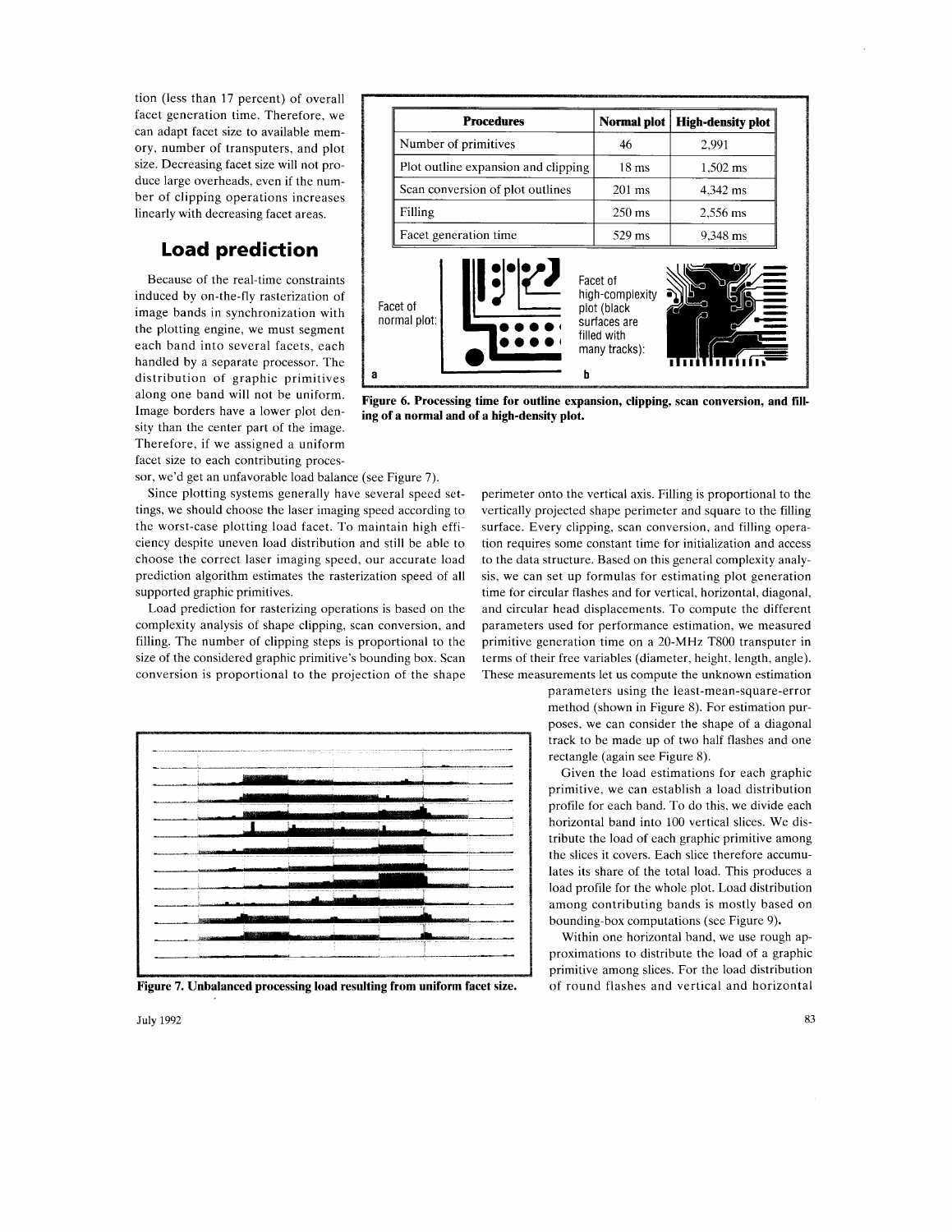tion (less than 17 percent) of overall facet generation time. Therefore, we can adapt facet size to available memory, number of transputers, and plot size. Decreasing facet size will not produce large overheads, even if the number of clipping operations increases linearly with decreasing facet areas.

## Load prediction

Because of the real-time constraints induced by on-the-fly rasterization of image bands in synchronization with the plotting engine, we must segment each band into several facets, each handled by a separate processor. The distribution of graphic primitives along one band will not be uniform. Image borders have a lower plot density than the center part of the image. Therefore, if we assigned a uniform facet size to each contributing processor, we'd get an unfavorable load balance (see Figure 7).

| Procedures | Normal plot | High-density plot |
|---|---|---|
| Number of primitives | 46 | 2,991 |
| Plot outline expansion and clipping | 18 ms | 1,502 ms |
| Scan conversion of plot outlines | 201 ms | 4,342 ms |
| Filling | 250 ms | 2,556 ms |
| Facet generation time | 529 ms | 9,348 ms |

a Facet of normal plot:

b Facet of high-complexity plot (black surfaces are filled with many tracks):

**Figure 6. Processing time for outline expansion, clipping, scan conversion, and filling of a normal and of a high-density plot.**

Since plotting systems generally have several speed settings, we should choose the laser imaging speed according to the worst-case plotting load facet. To maintain high efficiency despite uneven load distribution and still be able to choose the correct laser imaging speed, our accurate load prediction algorithm estimates the rasterization speed of all supported graphic primitives.

Load prediction for rasterizing operations is based on the complexity analysis of shape clipping, scan conversion, and filling. The number of clipping steps is proportional to the size of the considered graphic primitive's bounding box. Scan conversion is proportional to the projection of the shape perimeter onto the vertical axis. Filling is proportional to the vertically projected shape perimeter and square to the filling surface. Every clipping, scan conversion, and filling operation requires some constant time for initialization and access to the data structure. Based on this general complexity analysis, we can set up formulas for estimating plot generation time for circular flashes and for vertical, horizontal, diagonal, and circular head displacements. To compute the different parameters used for performance estimation, we measured primitive generation time on a 20-MHz T800 transputer in terms of their free variables (diameter, height, length, angle). These measurements let us compute the unknown estimation parameters using the least-mean-square-error method (shown in Figure 8). For estimation purposes, we can consider the shape of a diagonal track to be made up of two half flashes and one rectangle (again see Figure 8).

Given the load estimations for each graphic primitive, we can establish a load distribution profile for each band. To do this, we divide each horizontal band into 100 vertical slices. We distribute the load of each graphic primitive among the slices it covers. Each slice therefore accumulates its share of the total load. This produces a load profile for the whole plot. Load distribution among contributing bands is mostly based on bounding-box computations (see Figure 9).

**Figure 7. Unbalanced processing load resulting from uniform facet size.**

Within one horizontal band, we use rough approximations to distribute the load of a graphic primitive among slices. For the load distribution of round flashes and vertical and horizontal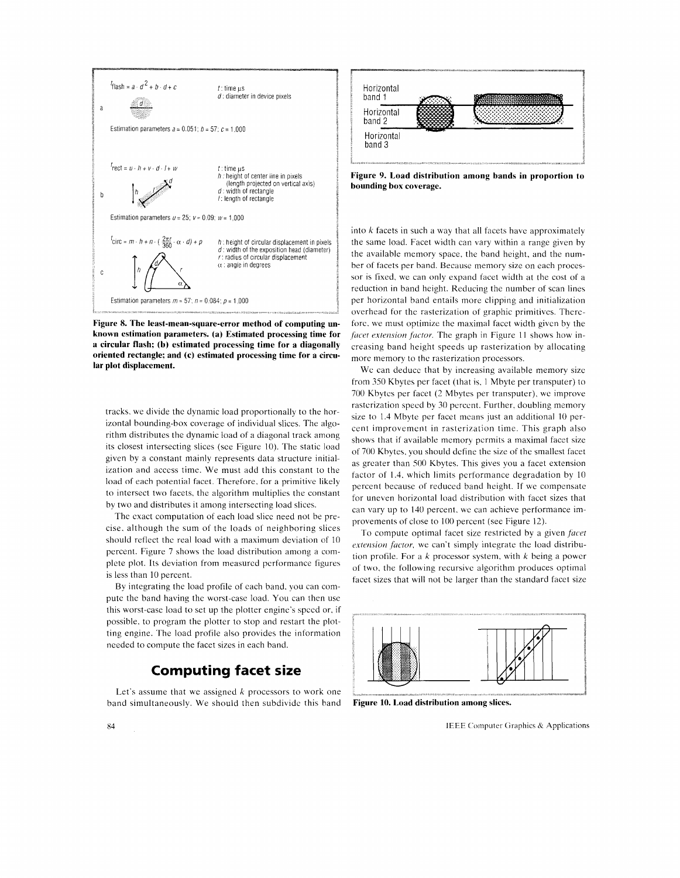$t_{flash} = a \cdot d^2 + b \cdot d + c$

$t$: time µs
$d$: diameter in device pixels

Estimation parameters $a = 0.051$; $b = 57$; $c = 1{,}000$

$t_{rect} = u \cdot h + v \cdot d \cdot l + w$

$t$: time µs
$h$: height of center line in pixels (length projected on vertical axis)
$d$: width of rectangle
$l$: length of rectangle

Estimation parameters $u = 25$; $v = 0.09$; $w = 1{,}000$

$t_{circ} = m \cdot h + n \cdot (\frac{2\pi r}{360} \cdot \alpha \cdot d) + p$

$h$: height of circular displacement in pixels
$d$: width of the exposition head (diameter)
$r$: radius of circular displacement
$\alpha$: angle in degrees

Estimation parameters $m = 57$; $n = 0.084$; $p = 1{,}000$

**Figure 8. The least-mean-square-error method of computing unknown estimation parameters. (a) Estimated processing time for a circular flash; (b) estimated processing time for a diagonally oriented rectangle; and (c) estimated processing time for a circular plot displacement.**

tracks, we divide the dynamic load proportionally to the horizontal bounding-box coverage of individual slices. The algorithm distributes the dynamic load of a diagonal track among its closest intersecting slices (see Figure 10). The static load given by a constant mainly represents data structure initialization and access time. We must add this constant to the load of each potential facet. Therefore, for a primitive likely to intersect two facets, the algorithm multiplies the constant by two and distributes it among intersecting load slices.

The exact computation of each load slice need not be precise, although the sum of the loads of neighboring slices should reflect the real load with a maximum deviation of 10 percent. Figure 7 shows the load distribution among a complete plot. Its deviation from measured performance figures is less than 10 percent.

By integrating the load profile of each band, you can compute the band having the worst-case load. You can then use this worst-case load to set up the plotter engine's speed or, if possible, to program the plotter to stop and restart the plotting engine. The load profile also provides the information needed to compute the facet sizes in each band.

## Computing facet size

Let's assume that we assigned $k$ processors to work one band simultaneously. We should then subdivide this band into $k$ facets in such a way that all facets have approximately the same load. Facet width can vary within a range given by the available memory space, the band height, and the number of facets per band. Because memory size on each processor is fixed, we can only expand facet width at the cost of a reduction in band height. Reducing the number of scan lines per horizontal band entails more clipping and initialization overhead for the rasterization of graphic primitives. Therefore, we must optimize the maximal facet width given by the *facet extension factor*. The graph in Figure 11 shows how increasing band height speeds up rasterization by allocating more memory to the rasterization processors.

We can deduce that by increasing available memory size from 350 Kbytes per facet (that is, 1 Mbyte per transputer) to 700 Kbytes per facet (2 Mbytes per transputer), we improve rasterization speed by 30 percent. Further, doubling memory size to 1.4 Mbyte per facet means just an additional 10 percent improvement in rasterization time. This graph also shows that if available memory permits a maximal facet size of 700 Kbytes, you should define the size of the smallest facet as greater than 500 Kbytes. This gives you a facet extension factor of 1.4, which limits performance degradation by 10 percent because of reduced band height. If we compensate for uneven horizontal load distribution with facet sizes that can vary up to 140 percent, we can achieve performance improvements of close to 100 percent (see Figure 12).

To compute optimal facet size restricted by a given *facet extension factor*, we can't simply integrate the load distribution profile. For a $k$ processor system, with $k$ being a power of two, the following recursive algorithm produces optimal facet sizes that will not be larger than the standard facet size

Horizontal band 1
Horizontal band 2
Horizontal band 3

**Figure 9. Load distribution among bands in proportion to bounding box coverage.**

**Figure 10. Load distribution among slices.**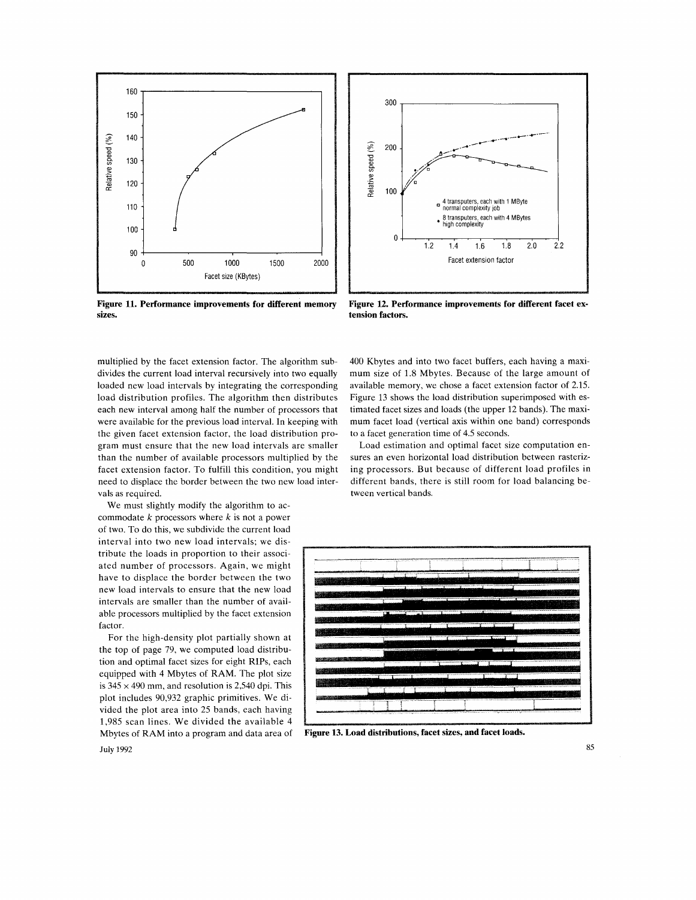Figure 11. Performance improvements for different memory sizes.

Figure 12. Performance improvements for different facet extension factors.

multiplied by the facet extension factor. The algorithm subdivides the current load interval recursively into two equally loaded new load intervals by integrating the corresponding load distribution profiles. The algorithm then distributes each new interval among half the number of processors that were available for the previous load interval. In keeping with the given facet extension factor, the load distribution program must ensure that the new load intervals are smaller than the number of available processors multiplied by the facet extension factor. To fulfill this condition, you might need to displace the border between the two new load intervals as required.

We must slightly modify the algorithm to accommodate $k$ processors where $k$ is not a power of two. To do this, we subdivide the current load interval into two new load intervals; we distribute the loads in proportion to their associated number of processors. Again, we might have to displace the border between the two new load intervals to ensure that the new load intervals are smaller than the number of available processors multiplied by the facet extension factor.

For the high-density plot partially shown at the top of page 79, we computed load distribution and optimal facet sizes for eight RIPs, each equipped with 4 Mbytes of RAM. The plot size is 345 × 490 mm, and resolution is 2,540 dpi. This plot includes 90,932 graphic primitives. We divided the plot area into 25 bands, each having 1,985 scan lines. We divided the available 4 Mbytes of RAM into a program and data area of 400 Kbytes and into two facet buffers, each having a maximum size of 1.8 Mbytes. Because of the large amount of available memory, we chose a facet extension factor of 2.15. Figure 13 shows the load distribution superimposed with estimated facet sizes and loads (the upper 12 bands). The maximum facet load (vertical axis within one band) corresponds to a facet generation time of 4.5 seconds.

Load estimation and optimal facet size computation ensures an even horizontal load distribution between rasterizing processors. But because of different load profiles in different bands, there is still room for load balancing between vertical bands.

Figure 13. Load distributions, facet sizes, and facet loads.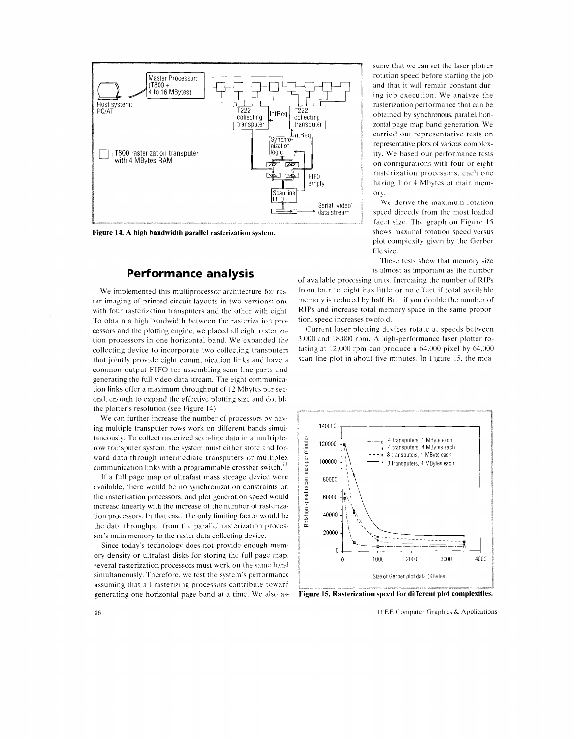Figure 14. A high bandwidth parallel rasterization system.

## Performance analysis

We implemented this multiprocessor architecture for raster imaging of printed circuit layouts in two versions: one with four rasterization transputers and the other with eight. To obtain a high bandwidth between the rasterization processors and the plotting engine, we placed all eight rasterization processors in one horizontal band. We expanded the collecting device to incorporate two collecting transputers that jointly provide eight communication links and have a common output FIFO for assembling scan-line parts and generating the full video data stream. The eight communication links offer a maximum throughput of 12 Mbytes per second, enough to expand the effective plotting size and double the plotter's resolution (see Figure 14).

We can further increase the number of processors by having multiple transputer rows work on different bands simultaneously. To collect rasterized scan-line data in a multiple-row transputer system, the system must either store and forward data through intermediate transputers or multiplex communication links with a programmable crossbar switch.[11]

If a full page map or ultrafast mass storage device were available, there would be no synchronization constraints on the rasterization processors, and plot generation speed would increase linearly with the increase of the number of rasterization processors. In that case, the only limiting factor would be the data throughput from the parallel rasterization processor's main memory to the raster data collecting device.

Since today's technology does not provide enough memory density or ultrafast disks for storing the full page map, several rasterization processors must work on the same band simultaneously. Therefore, we test the system's performance assuming that all rasterizing processors contribute toward generating one horizontal page band at a time. We also assume that we can set the laser plotter rotation speed before starting the job and that it will remain constant during job execution. We analyze the rasterization performance that can be obtained by synchronous, parallel, horizontal page-map band generation. We carried out representative tests on representative plots of various complexity. We based our performance tests on configurations with four or eight rasterization processors, each one having 1 or 4 Mbytes of main memory.

We derive the maximum rotation speed directly from the most loaded facet size. The graph on Figure 15 shows maximal rotation speed versus plot complexity given by the Gerber file size.

These tests show that memory size is almost as important as the number of available processing units. Increasing the number of RIPs from four to eight has little or no effect if total available memory is reduced by half. But, if you double the number of RIPs and increase total memory space in the same proportion, speed increases twofold.

Current laser plotting devices rotate at speeds between 3,000 and 18,000 rpm. A high-performance laser plotter rotating at 12,000 rpm can produce a 64,000 pixel by 64,000 scan-line plot in about five minutes. In Figure 15, the mea-

Figure 15. Rasterization speed for different plot complexities.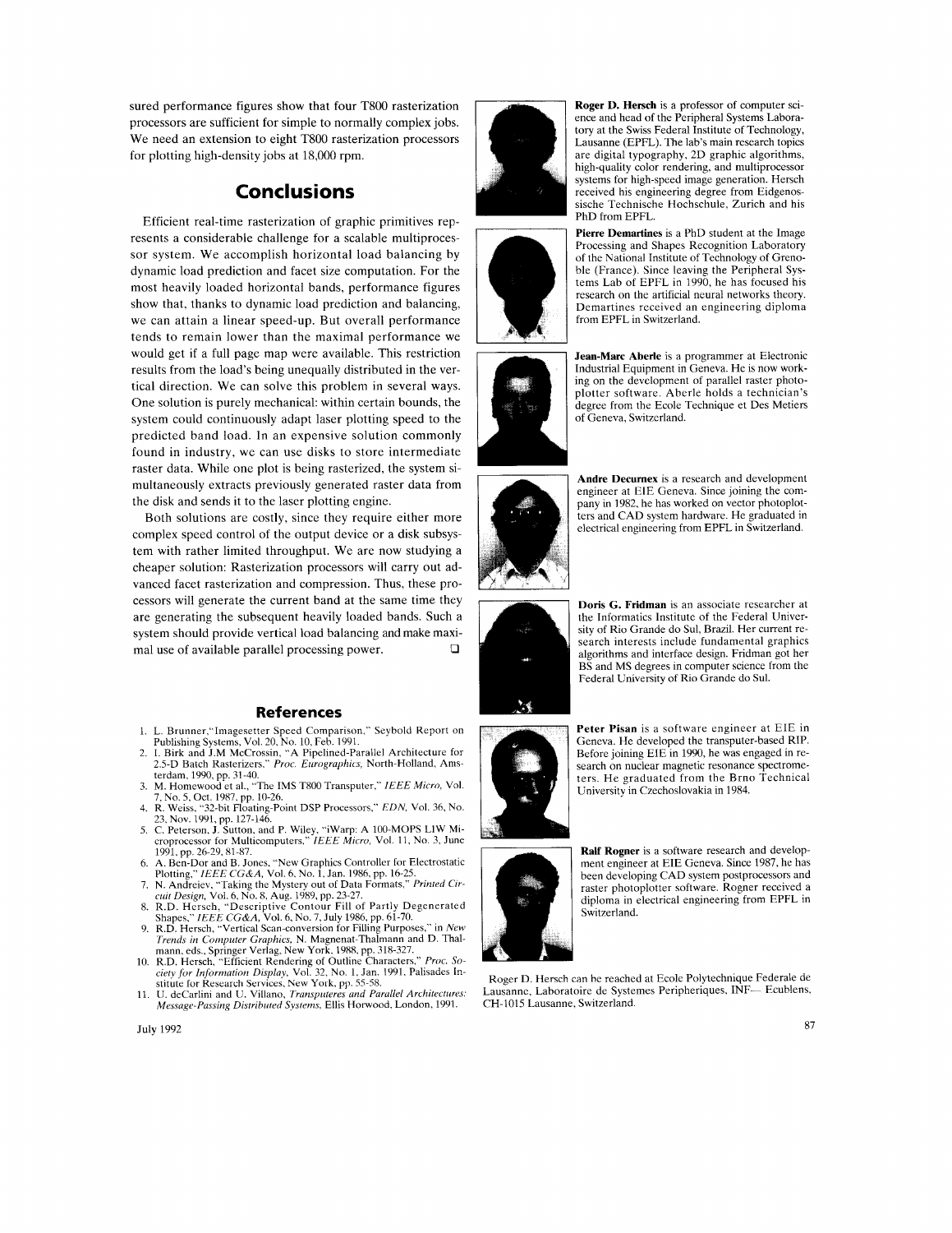sured performance figures show that four T800 rasterization processors are sufficient for simple to normally complex jobs. We need an extension to eight T800 rasterization processors for plotting high-density jobs at 18,000 rpm.

## Conclusions

Efficient real-time rasterization of graphic primitives represents a considerable challenge for a scalable multiprocessor system. We accomplish horizontal load balancing by dynamic load prediction and facet size computation. For the most heavily loaded horizontal bands, performance figures show that, thanks to dynamic load prediction and balancing, we can attain a linear speed-up. But overall performance tends to remain lower than the maximal performance we would get if a full page map were available. This restriction results from the load's being unequally distributed in the vertical direction. We can solve this problem in several ways. One solution is purely mechanical: within certain bounds, the system could continuously adapt laser plotting speed to the predicted band load. In an expensive solution commonly found in industry, we can use disks to store intermediate raster data. While one plot is being rasterized, the system simultaneously extracts previously generated raster data from the disk and sends it to the laser plotting engine.

Both solutions are costly, since they require either more complex speed control of the output device or a disk subsystem with rather limited throughput. We are now studying a cheaper solution: Rasterization processors will carry out advanced facet rasterization and compression. Thus, these processors will generate the current band at the same time they are generating the subsequent heavily loaded bands. Such a system should provide vertical load balancing and make maximal use of available parallel processing power. ❑

### References

1. L. Brunner, "Imagesetter Speed Comparison," Seybold Report on Publishing Systems, Vol. 20, No. 10, Feb. 1991.
2. I. Birk and J.M McCrossin, "A Pipelined-Parallel Architecture for 2.5-D Batch Rasterizers," *Proc. Eurographics*, North-Holland, Amsterdam, 1990, pp. 31-40.
3. M. Homewood et al., "The IMS T800 Transputer," *IEEE Micro*, Vol. 7, No. 5, Oct. 1987, pp. 10-26.
4. R. Weiss, "32-bit Floating-Point DSP Processors," *EDN*, Vol. 36, No. 23, Nov. 1991, pp. 127-146.
5. C. Peterson, J. Sutton, and P. Wiley, "iWarp: A 100-MOPS LIW Microprocessor for Multicomputers," *IEEE Micro*, Vol. 11, No. 3, June 1991, pp. 26-29, 81-87.
6. A. Ben-Dor and B. Jones, "New Graphics Controller for Electrostatic Plotting," *IEEE CG&A*, Vol. 6, No. 1, Jan. 1986, pp. 16-25.
7. N. Andreiev, "Taking the Mystery out of Data Formats," *Printed Circuit Design*, Vol. 6, No. 8, Aug. 1989, pp. 23-27.
8. R.D. Hersch, "Descriptive Contour Fill of Partly Degenerated Shapes," *IEEE CG&A*, Vol. 6, No. 7, July 1986, pp. 61-70.
9. R.D. Hersch, "Vertical Scan-conversion for Filling Purposes," in *New Trends in Computer Graphics*, N. Magnenat-Thalmann and D. Thalmann, eds., Springer Verlag, New York, 1988, pp. 318-327.
10. R.D. Hersch, "Efficient Rendering of Outline Characters," *Proc. Society for Information Display*, Vol. 32, No. 1, Jan. 1991, Palisades Institute for Research Services, New York, pp. 55-58.
11. U. deCarlini and U. Villano, *Transputeres and Parallel Architectures: Message-Passing Distributed Systems*, Ellis Horwood, London, 1991.

**Roger D. Hersch** is a professor of computer science and head of the Peripheral Systems Laboratory at the Swiss Federal Institute of Technology, Lausanne (EPFL). The lab's main research topics are digital typography, 2D graphic algorithms, high-quality color rendering, and multiprocessor systems for high-speed image generation. Hersch received his engineering degree from Eidgenossische Technische Hochschule, Zurich and his PhD from EPFL.

**Pierre Demartines** is a PhD student at the Image Processing and Shapes Recognition Laboratory of the National Institute of Technology of Grenoble (France). Since leaving the Peripheral Systems Lab of EPFL in 1990, he has focused his research on the artificial neural networks theory. Demartines received an engineering diploma from EPFL in Switzerland.

**Jean-Marc Aberle** is a programmer at Electronic Industrial Equipment in Geneva. He is now working on the development of parallel raster photoplotter software. Aberle holds a technician's degree from the Ecole Technique et Des Metiers of Geneva, Switzerland.

**Andre Decurnex** is a research and development engineer at EIE Geneva. Since joining the company in 1982, he has worked on vector photoplotters and CAD system hardware. He graduated in electrical engineering from EPFL in Switzerland.

**Doris G. Fridman** is an associate researcher at the Informatics Institute of the Federal University of Rio Grande do Sul, Brazil. Her current research interests include fundamental graphics algorithms and interface design. Fridman got her BS and MS degrees in computer science from the Federal University of Rio Grande do Sul.

**Peter Pisan** is a software engineer at EIE in Geneva. He developed the transputer-based RIP. Before joining EIE in 1990, he was engaged in research on nuclear magnetic resonance spectrometers. He graduated from the Brno Technical University in Czechoslovakia in 1984.

**Ralf Rogner** is a software research and development engineer at EIE Geneva. Since 1987, he has been developing CAD system postprocessors and raster photoplotter software. Rogner received a diploma in electrical engineering from EPFL in Switzerland.

Roger D. Hersch can be reached at Ecole Polytechnique Federale de Lausanne, Laboratoire de Systemes Peripheriques, INF— Ecublens, CH-1015 Lausanne, Switzerland.